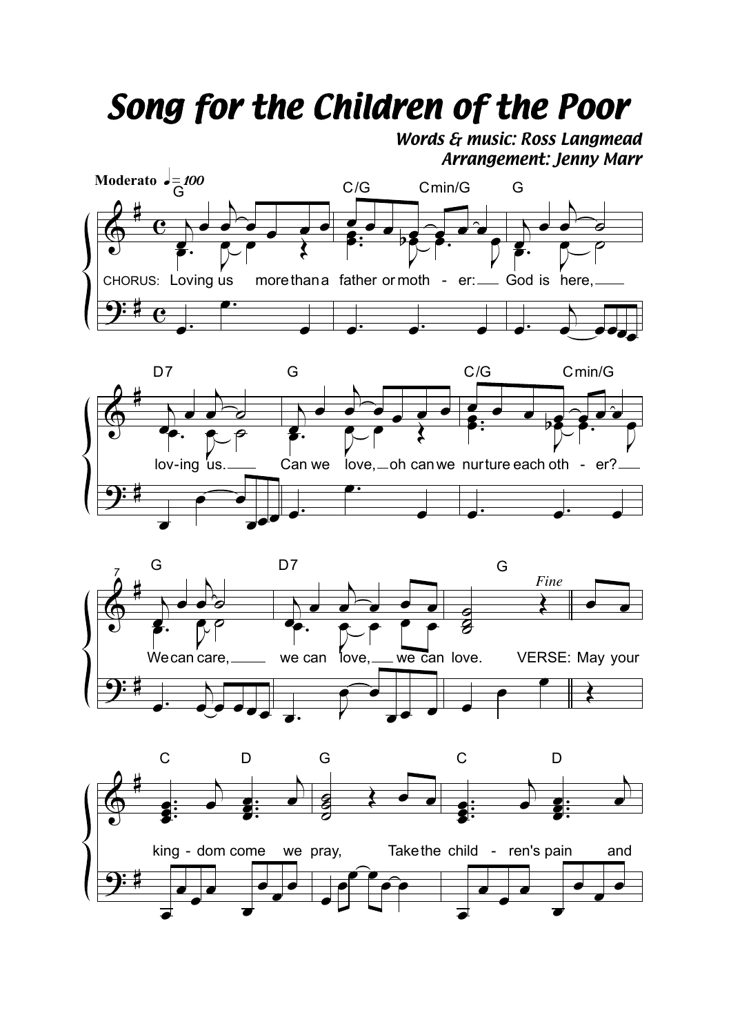# Song for the Children of the Poor

***Words & music: Ross Langmead***
***Arrangement: Jenny Marr***

**Moderato** ♩ = 100

CHORUS: Loving us more than a father or mother: God is here, loving us. Can we love, oh can we nurture each other? We can care, we can love, we can love. *Fine*

VERSE: May your kingdom come we pray, Take the children's pain and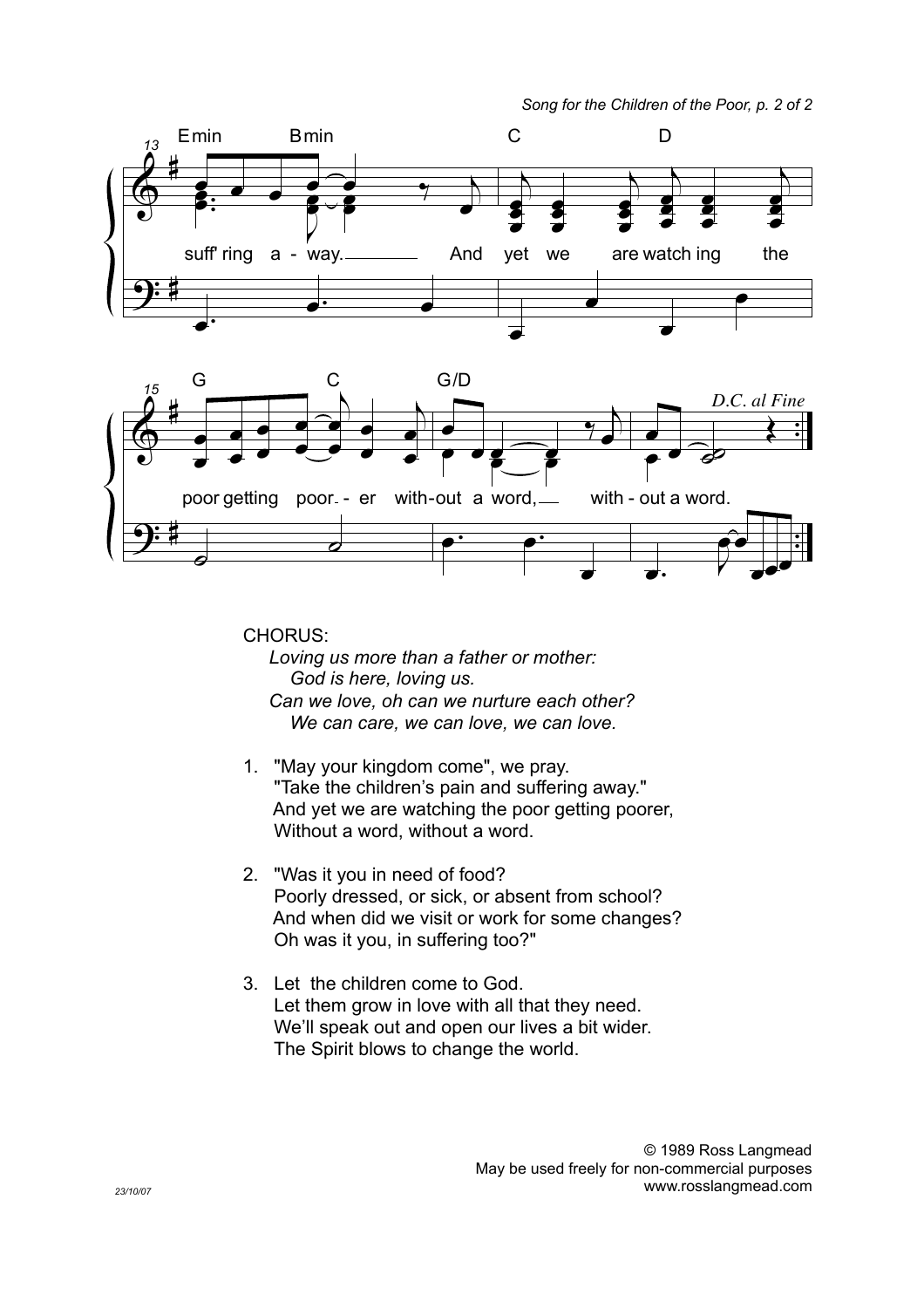CHORUS:

*Loving us more than a father or mother:*
*God is here, loving us.*
*Can we love, oh can we nurture each other?*
*We can care, we can love, we can love.*

1. "May your kingdom come", we pray.
   "Take the children's pain and suffering away."
   And yet we are watching the poor getting poorer,
   Without a word, without a word.

2. "Was it you in need of food?
   Poorly dressed, or sick, or absent from school?
   And when did we visit or work for some changes?
   Oh was it you, in suffering too?"

3. Let the children come to God.
   Let them grow in love with all that they need.
   We'll speak out and open our lives a bit wider.
   The Spirit blows to change the world.

© 1989 Ross Langmead
May be used freely for non-commercial purposes
www.rosslangmead.com

23/10/07